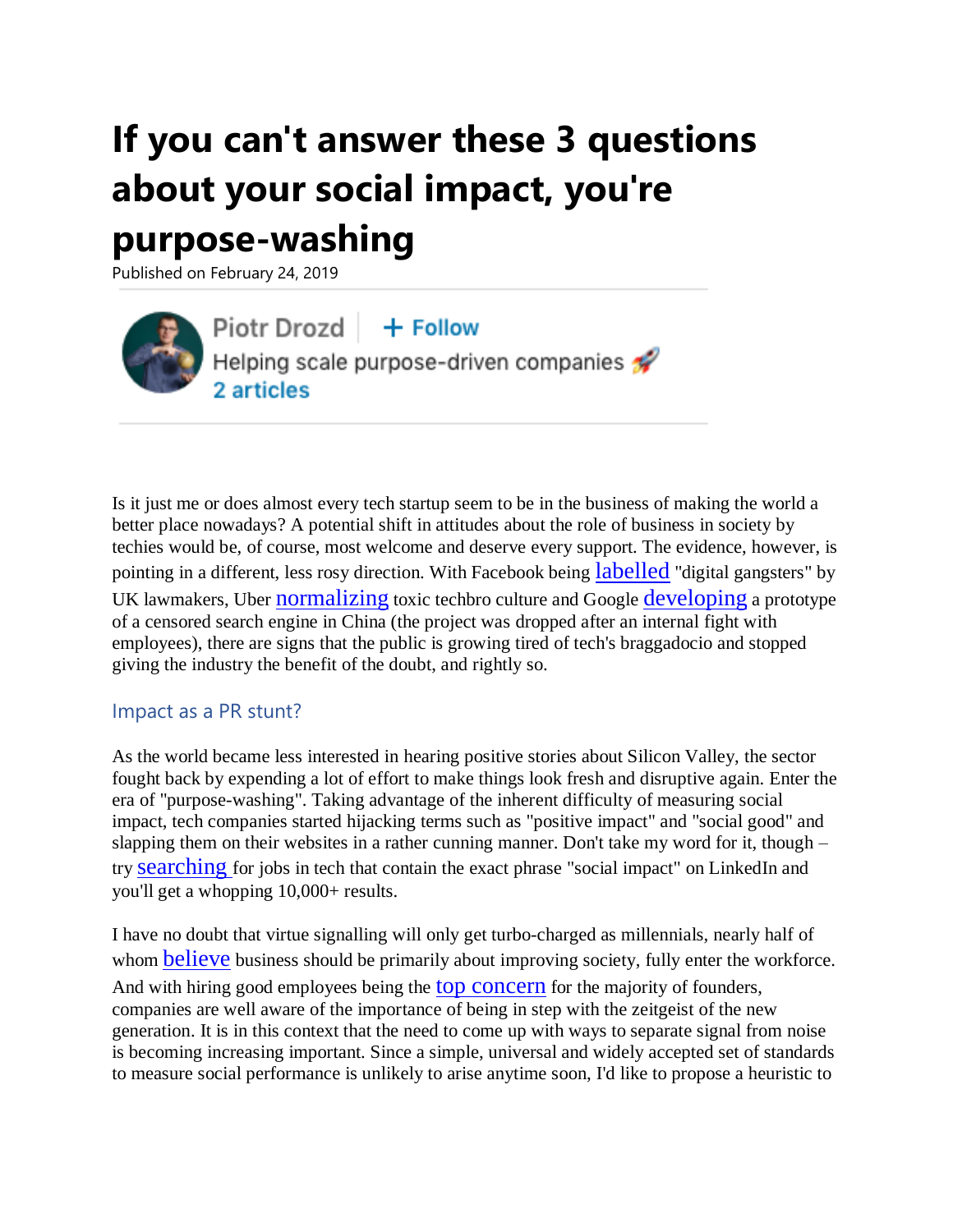# If you can't answer these 3 questions about your social impact, you're purpose-washing

Published on February 24, 2019

Piotr Drozd + Follow
Helping scale purpose-driven companies 🚀
2 articles

Is it just me or does almost every tech startup seem to be in the business of making the world a better place nowadays? A potential shift in attitudes about the role of business in society by techies would be, of course, most welcome and deserve every support. The evidence, however, is pointing in a different, less rosy direction. With Facebook being labelled "digital gangsters" by UK lawmakers, Uber normalizing toxic techbro culture and Google developing a prototype of a censored search engine in China (the project was dropped after an internal fight with employees), there are signs that the public is growing tired of tech's braggadocio and stopped giving the industry the benefit of the doubt, and rightly so.

## Impact as a PR stunt?

As the world became less interested in hearing positive stories about Silicon Valley, the sector fought back by expending a lot of effort to make things look fresh and disruptive again. Enter the era of "purpose-washing". Taking advantage of the inherent difficulty of measuring social impact, tech companies started hijacking terms such as "positive impact" and "social good" and slapping them on their websites in a rather cunning manner. Don't take my word for it, though – try searching for jobs in tech that contain the exact phrase "social impact" on LinkedIn and you'll get a whopping 10,000+ results.

I have no doubt that virtue signalling will only get turbo-charged as millennials, nearly half of whom believe business should be primarily about improving society, fully enter the workforce. And with hiring good employees being the top concern for the majority of founders, companies are well aware of the importance of being in step with the zeitgeist of the new generation. It is in this context that the need to come up with ways to separate signal from noise is becoming increasing important. Since a simple, universal and widely accepted set of standards to measure social performance is unlikely to arise anytime soon, I'd like to propose a heuristic to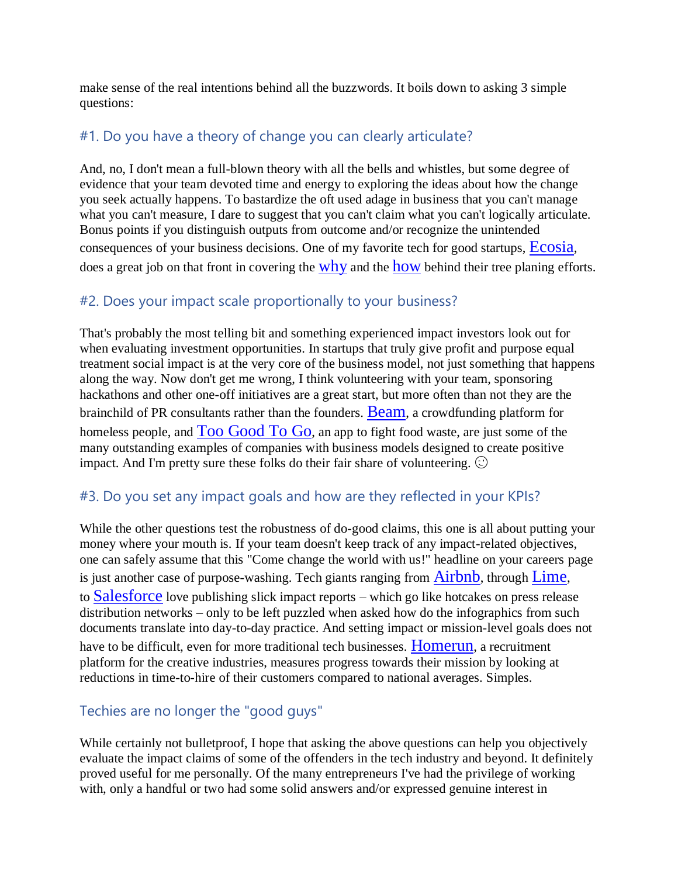make sense of the real intentions behind all the buzzwords. It boils down to asking 3 simple questions:

### #1. Do you have a theory of change you can clearly articulate?

And, no, I don't mean a full-blown theory with all the bells and whistles, but some degree of evidence that your team devoted time and energy to exploring the ideas about how the change you seek actually happens. To bastardize the oft used adage in business that you can't manage what you can't measure, I dare to suggest that you can't claim what you can't logically articulate. Bonus points if you distinguish outputs from outcome and/or recognize the unintended consequences of your business decisions. One of my favorite tech for good startups, Ecosia, does a great job on that front in covering the why and the how behind their tree planing efforts.

### #2. Does your impact scale proportionally to your business?

That's probably the most telling bit and something experienced impact investors look out for when evaluating investment opportunities. In startups that truly give profit and purpose equal treatment social impact is at the very core of the business model, not just something that happens along the way. Now don't get me wrong, I think volunteering with your team, sponsoring hackathons and other one-off initiatives are a great start, but more often than not they are the brainchild of PR consultants rather than the founders. Beam, a crowdfunding platform for homeless people, and Too Good To Go, an app to fight food waste, are just some of the many outstanding examples of companies with business models designed to create positive impact. And I'm pretty sure these folks do their fair share of volunteering. ☺

### #3. Do you set any impact goals and how are they reflected in your KPIs?

While the other questions test the robustness of do-good claims, this one is all about putting your money where your mouth is. If your team doesn't keep track of any impact-related objectives, one can safely assume that this "Come change the world with us!" headline on your careers page is just another case of purpose-washing. Tech giants ranging from Airbnb, through Lime, to Salesforce love publishing slick impact reports – which go like hotcakes on press release distribution networks – only to be left puzzled when asked how do the infographics from such documents translate into day-to-day practice. And setting impact or mission-level goals does not have to be difficult, even for more traditional tech businesses. Homerun, a recruitment platform for the creative industries, measures progress towards their mission by looking at reductions in time-to-hire of their customers compared to national averages. Simples.

### Techies are no longer the "good guys"

While certainly not bulletproof, I hope that asking the above questions can help you objectively evaluate the impact claims of some of the offenders in the tech industry and beyond. It definitely proved useful for me personally. Of the many entrepreneurs I've had the privilege of working with, only a handful or two had some solid answers and/or expressed genuine interest in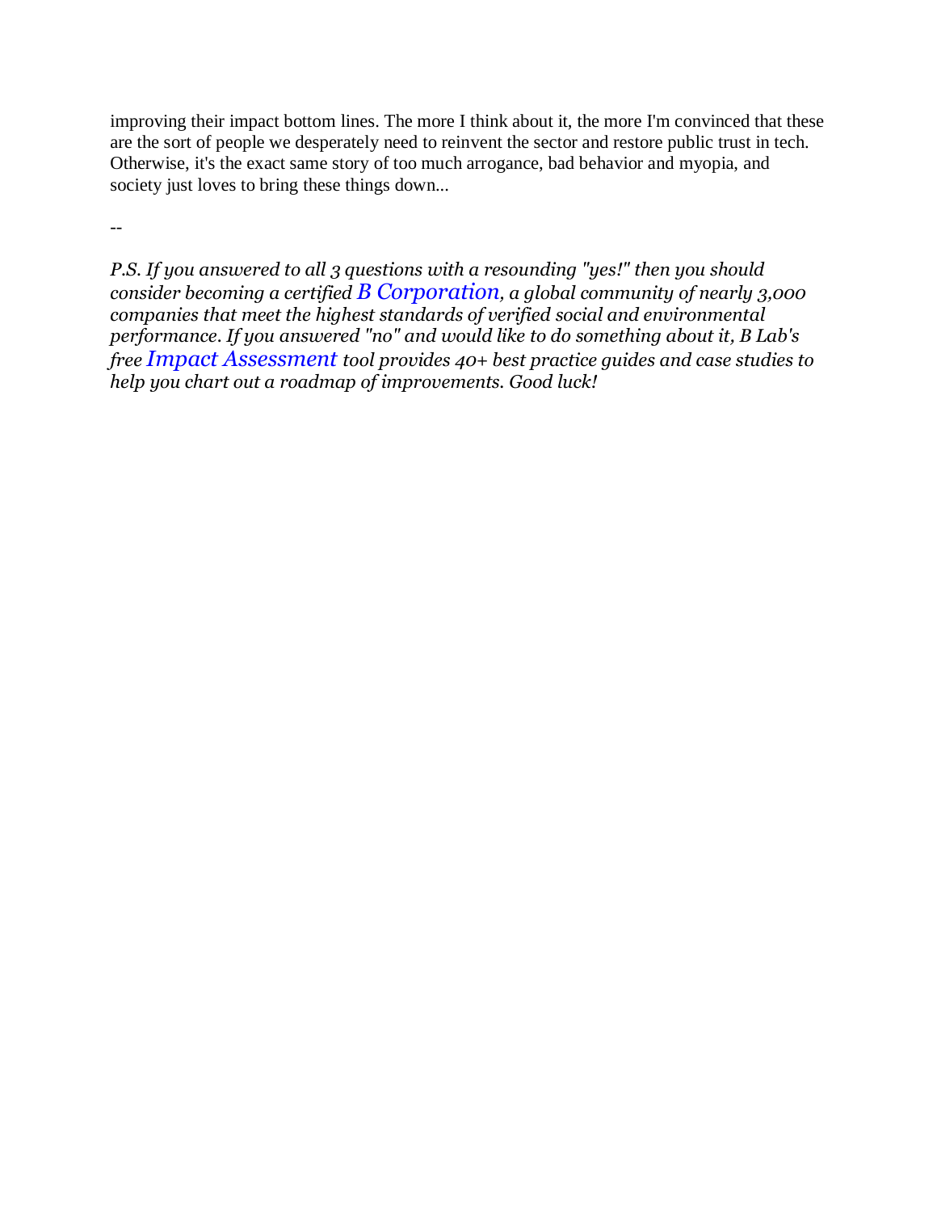improving their impact bottom lines. The more I think about it, the more I'm convinced that these are the sort of people we desperately need to reinvent the sector and restore public trust in tech. Otherwise, it's the exact same story of too much arrogance, bad behavior and myopia, and society just loves to bring these things down...

--

*P.S. If you answered to all 3 questions with a resounding "yes!" then you should consider becoming a certified B Corporation, a global community of nearly 3,000 companies that meet the highest standards of verified social and environmental performance. If you answered "no" and would like to do something about it, B Lab's free Impact Assessment tool provides 40+ best practice guides and case studies to help you chart out a roadmap of improvements. Good luck!*